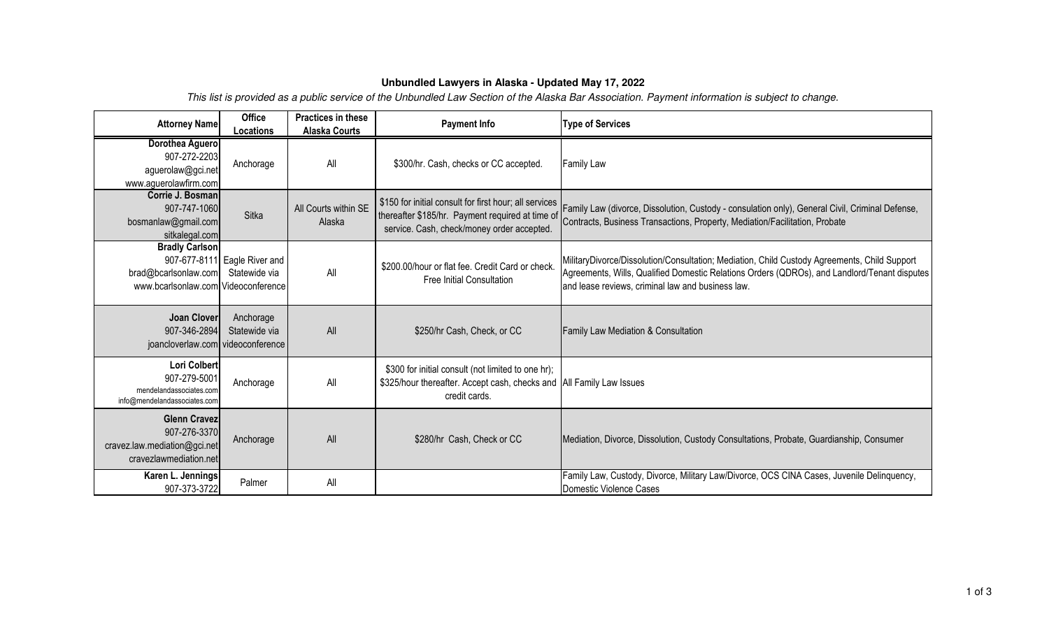**Unbundled Lawyers in Alaska - Updated May 17, 2022**

*This list is provided as a public service of the Unbundled Law Section of the Alaska Bar Association. Payment information is subject to change.*

| Attorney Name | Office Locations | Practices in these Alaska Courts | Payment Info | Type of Services |
|---|---|---|---|---|
| **Dorothea Aguero**<br>907-272-2203<br>aguerolaw@gci.net<br>www.aguerolawfirm.com | Anchorage | All | $300/hr. Cash, checks or CC accepted. | Family Law |
| **Corrie J. Bosman**<br>907-747-1060<br>bosmanlaw@gmail.com<br>sitkalegal.com | Sitka | All Courts within SE Alaska | $150 for initial consult for first hour; all services thereafter $185/hr. Payment required at time of service. Cash, check/money order accepted. | Family Law (divorce, Dissolution, Custody - consulation only), General Civil, Criminal Defense, Contracts, Business Transactions, Property, Mediation/Facilitation, Probate |
| **Bradly Carlson**<br>907-677-8111<br>brad@bcarlsonlaw.com<br>www.bcarlsonlaw.com | Eagle River and Statewide via Videoconference | All | $200.00/hour or flat fee. Credit Card or check. Free Initial Consultation | MilitaryDivorce/Dissolution/Consultation; Mediation, Child Custody Agreements, Child Support Agreements, Wills, Qualified Domestic Relations Orders (QDROs), and Landlord/Tenant disputes and lease reviews, criminal law and business law. |
| **Joan Clover**<br>907-346-2894<br>joancloverlaw.com | Anchorage Statewide via videoconference | All | $250/hr Cash, Check, or CC | Family Law Mediation & Consultation |
| **Lori Colbert**<br>907-279-5001<br>mendelandassociates.com<br>info@mendelandassociates.com | Anchorage | All | $300 for initial consult (not limited to one hr); $325/hour thereafter. Accept cash, checks and credit cards. | All Family Law Issues |
| **Glenn Cravez**<br>907-276-3370<br>cravez.law.mediation@gci.net<br>cravezlawmediation.net | Anchorage | All | $280/hr Cash, Check or CC | Mediation, Divorce, Dissolution, Custody Consultations, Probate, Guardianship, Consumer |
| **Karen L. Jennings**<br>907-373-3722 | Palmer | All | | Family Law, Custody, Divorce, Military Law/Divorce, OCS CINA Cases, Juvenile Delinquency, Domestic Violence Cases |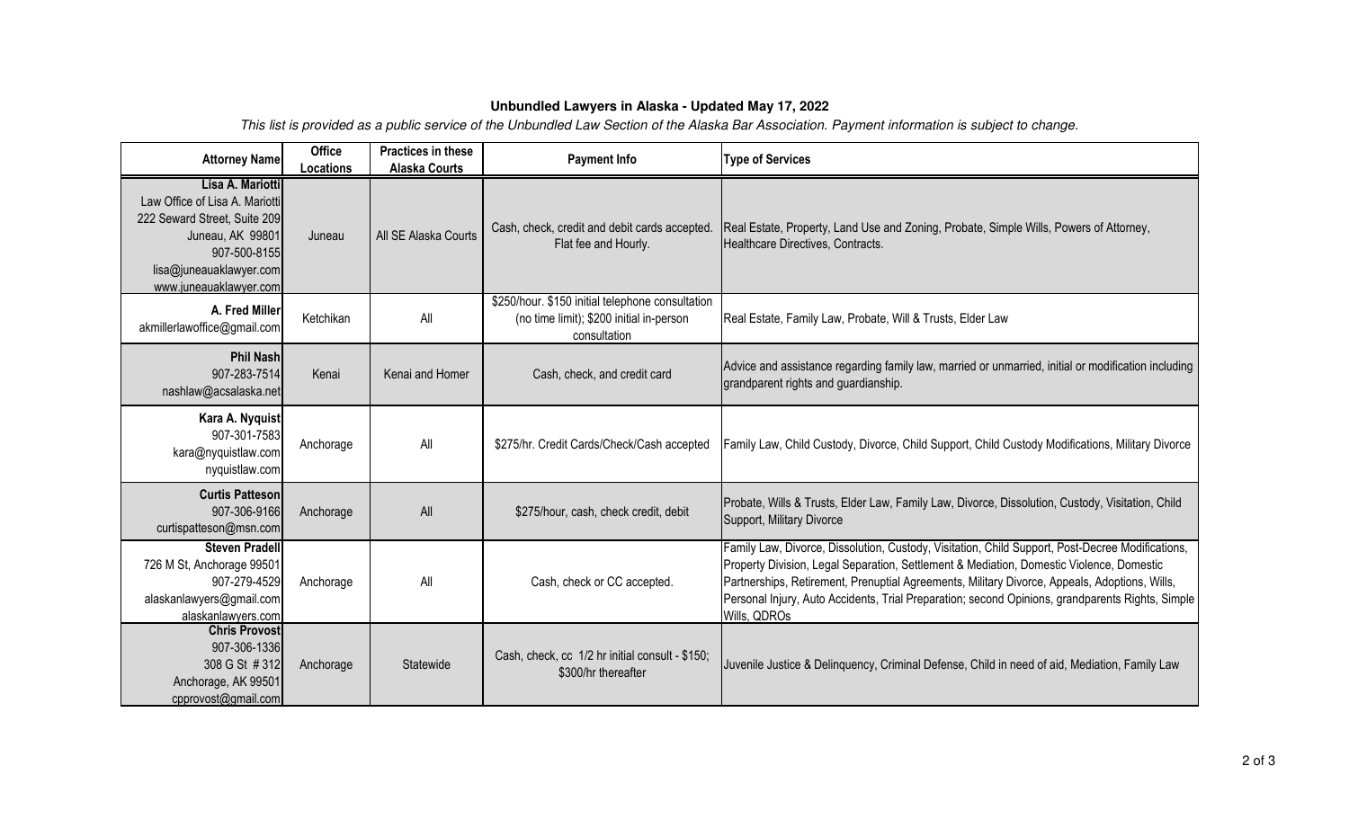**Unbundled Lawyers in Alaska - Updated May 17, 2022**

*This list is provided as a public service of the Unbundled Law Section of the Alaska Bar Association. Payment information is subject to change.*

| Attorney Name | Office Locations | Practices in these Alaska Courts | Payment Info | Type of Services |
|---|---|---|---|---|
| **Lisa A. Mariotti** Law Office of Lisa A. Mariotti 222 Seward Street, Suite 209 Juneau, AK 99801 907-500-8155 lisa@juneauaklawyer.com www.juneauaklawyer.com | Juneau | All SE Alaska Courts | Cash, check, credit and debit cards accepted. Flat fee and Hourly. | Real Estate, Property, Land Use and Zoning, Probate, Simple Wills, Powers of Attorney, Healthcare Directives, Contracts. |
| **A. Fred Miller** akmillerlawoffice@gmail.com | Ketchikan | All | $250/hour. $150 initial telephone consultation (no time limit); $200 initial in-person consultation | Real Estate, Family Law, Probate, Will & Trusts, Elder Law |
| **Phil Nash** 907-283-7514 nashlaw@acsalaska.net | Kenai | Kenai and Homer | Cash, check, and credit card | Advice and assistance regarding family law, married or unmarried, initial or modification including grandparent rights and guardianship. |
| **Kara A. Nyquist** 907-301-7583 kara@nyquistlaw.com nyquistlaw.com | Anchorage | All | $275/hr. Credit Cards/Check/Cash accepted | Family Law, Child Custody, Divorce, Child Support, Child Custody Modifications, Military Divorce |
| **Curtis Patteson** 907-306-9166 curtispatteson@msn.com | Anchorage | All | $275/hour, cash, check credit, debit | Probate, Wills & Trusts, Elder Law, Family Law, Divorce, Dissolution, Custody, Visitation, Child Support, Military Divorce |
| **Steven Pradell** 726 M St, Anchorage 99501 907-279-4529 alaskanlawyers@gmail.com alaskanlawyers.com | Anchorage | All | Cash, check or CC accepted. | Family Law, Divorce, Dissolution, Custody, Visitation, Child Support, Post-Decree Modifications, Property Division, Legal Separation, Settlement & Mediation, Domestic Violence, Domestic Partnerships, Retirement, Prenuptial Agreements, Military Divorce, Appeals, Adoptions, Wills, Personal Injury, Auto Accidents, Trial Preparation; second Opinions, grandparents Rights, Simple Wills, QDROs |
| **Chris Provost** 907-306-1336 308 G St # 312 Anchorage, AK 99501 cpprovost@gmail.com | Anchorage | Statewide | Cash, check, cc 1/2 hr initial consult - $150; $300/hr thereafter | Juvenile Justice & Delinquency, Criminal Defense, Child in need of aid, Mediation, Family Law |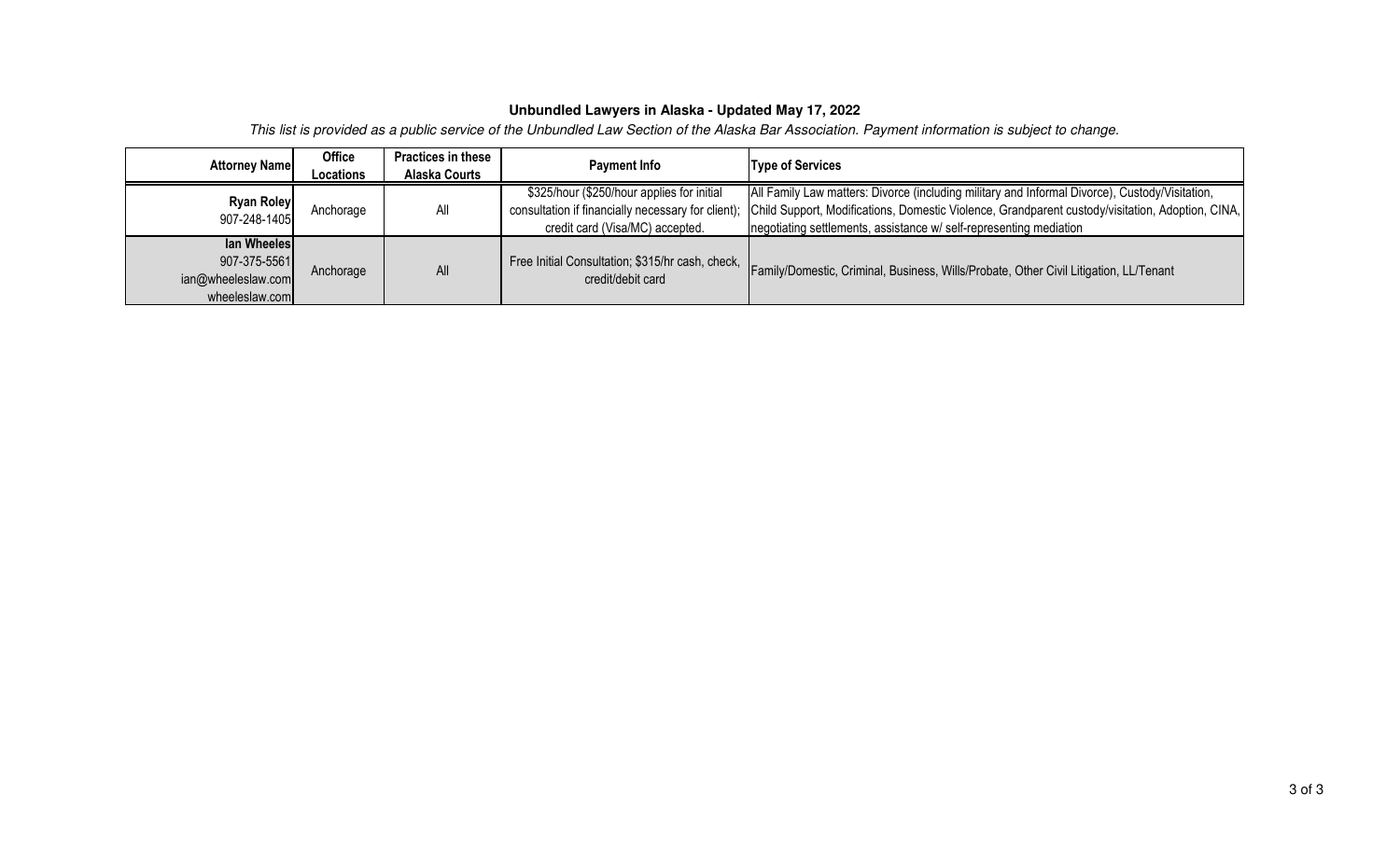**Unbundled Lawyers in Alaska - Updated May 17, 2022**

*This list is provided as a public service of the Unbundled Law Section of the Alaska Bar Association. Payment information is subject to change.*

| Attorney Name | Office Locations | Practices in these Alaska Courts | Payment Info | Type of Services |
|---|---|---|---|---|
| **Ryan Roley** 907-248-1405 | Anchorage | All | $325/hour ($250/hour applies for initial consultation if financially necessary for client); credit card (Visa/MC) accepted. | All Family Law matters: Divorce (including military and Informal Divorce), Custody/Visitation, Child Support, Modifications, Domestic Violence, Grandparent custody/visitation, Adoption, CINA, negotiating settlements, assistance w/ self-representing mediation |
| **Ian Wheeles** 907-375-5561 ian@wheeleslaw.com wheeleslaw.com | Anchorage | All | Free Initial Consultation; $315/hr cash, check, credit/debit card | Family/Domestic, Criminal, Business, Wills/Probate, Other Civil Litigation, LL/Tenant |